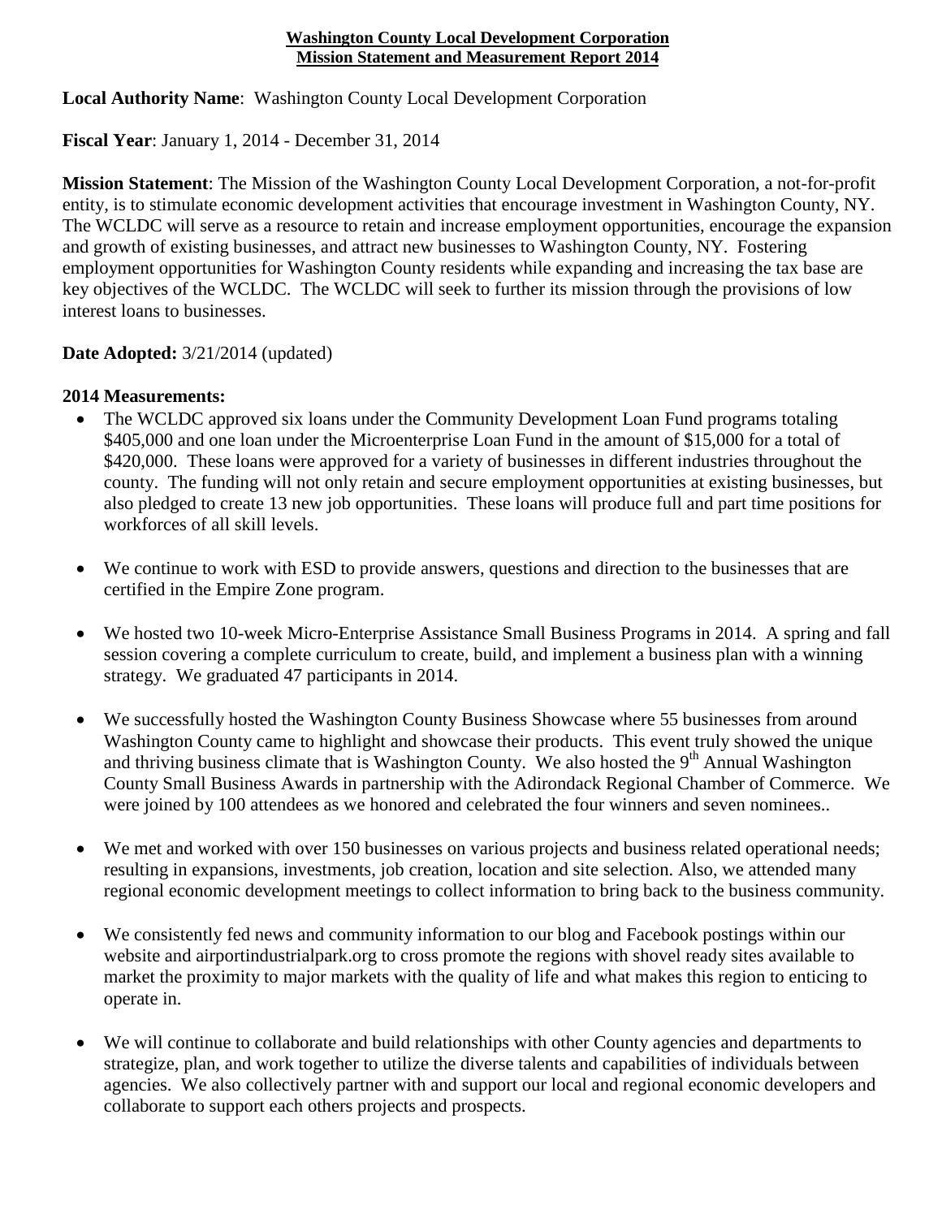**Washington County Local Development Corporation**
**Mission Statement and Measurement Report 2014**

**Local Authority Name**: Washington County Local Development Corporation

**Fiscal Year**: January 1, 2014 - December 31, 2014

**Mission Statement**: The Mission of the Washington County Local Development Corporation, a not-for-profit entity, is to stimulate economic development activities that encourage investment in Washington County, NY. The WCLDC will serve as a resource to retain and increase employment opportunities, encourage the expansion and growth of existing businesses, and attract new businesses to Washington County, NY. Fostering employment opportunities for Washington County residents while expanding and increasing the tax base are key objectives of the WCLDC. The WCLDC will seek to further its mission through the provisions of low interest loans to businesses.

**Date Adopted:** 3/21/2014 (updated)

**2014 Measurements:**

- The WCLDC approved six loans under the Community Development Loan Fund programs totaling $405,000 and one loan under the Microenterprise Loan Fund in the amount of $15,000 for a total of $420,000. These loans were approved for a variety of businesses in different industries throughout the county. The funding will not only retain and secure employment opportunities at existing businesses, but also pledged to create 13 new job opportunities. These loans will produce full and part time positions for workforces of all skill levels.

- We continue to work with ESD to provide answers, questions and direction to the businesses that are certified in the Empire Zone program.

- We hosted two 10-week Micro-Enterprise Assistance Small Business Programs in 2014. A spring and fall session covering a complete curriculum to create, build, and implement a business plan with a winning strategy. We graduated 47 participants in 2014.

- We successfully hosted the Washington County Business Showcase where 55 businesses from around Washington County came to highlight and showcase their products. This event truly showed the unique and thriving business climate that is Washington County. We also hosted the 9th Annual Washington County Small Business Awards in partnership with the Adirondack Regional Chamber of Commerce. We were joined by 100 attendees as we honored and celebrated the four winners and seven nominees..

- We met and worked with over 150 businesses on various projects and business related operational needs; resulting in expansions, investments, job creation, location and site selection. Also, we attended many regional economic development meetings to collect information to bring back to the business community.

- We consistently fed news and community information to our blog and Facebook postings within our website and airportindustrialpark.org to cross promote the regions with shovel ready sites available to market the proximity to major markets with the quality of life and what makes this region to enticing to operate in.

- We will continue to collaborate and build relationships with other County agencies and departments to strategize, plan, and work together to utilize the diverse talents and capabilities of individuals between agencies. We also collectively partner with and support our local and regional economic developers and collaborate to support each others projects and prospects.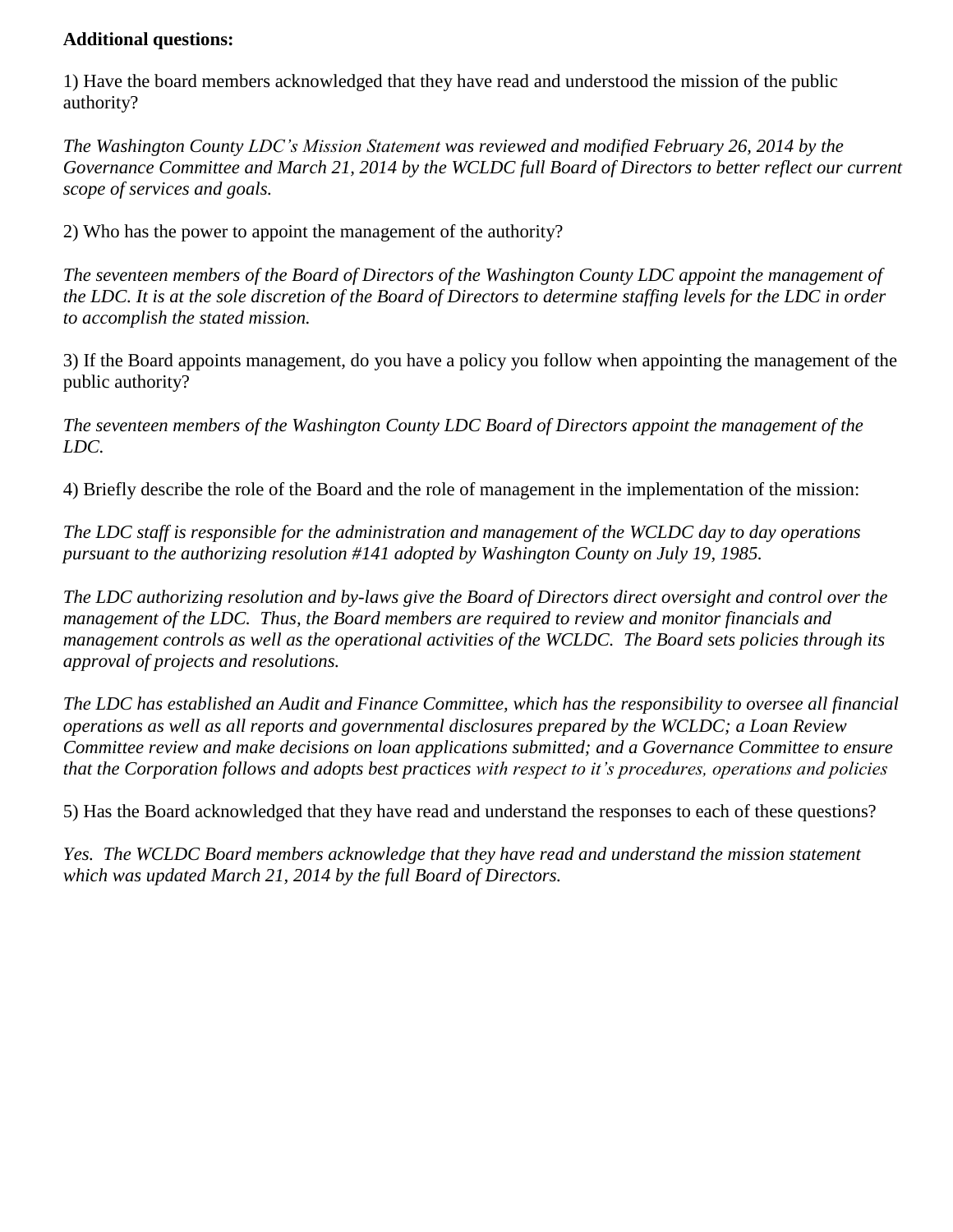**Additional questions:**

1) Have the board members acknowledged that they have read and understood the mission of the public authority?

*The Washington County LDC's Mission Statement was reviewed and modified February 26, 2014 by the Governance Committee and March 21, 2014 by the WCLDC full Board of Directors to better reflect our current scope of services and goals.*

2) Who has the power to appoint the management of the authority?

*The seventeen members of the Board of Directors of the Washington County LDC appoint the management of the LDC. It is at the sole discretion of the Board of Directors to determine staffing levels for the LDC in order to accomplish the stated mission.*

3) If the Board appoints management, do you have a policy you follow when appointing the management of the public authority?

*The seventeen members of the Washington County LDC Board of Directors appoint the management of the LDC.*

4) Briefly describe the role of the Board and the role of management in the implementation of the mission:

*The LDC staff is responsible for the administration and management of the WCLDC day to day operations pursuant to the authorizing resolution #141 adopted by Washington County on July 19, 1985.*

*The LDC authorizing resolution and by-laws give the Board of Directors direct oversight and control over the management of the LDC. Thus, the Board members are required to review and monitor financials and management controls as well as the operational activities of the WCLDC. The Board sets policies through its approval of projects and resolutions.*

*The LDC has established an Audit and Finance Committee, which has the responsibility to oversee all financial operations as well as all reports and governmental disclosures prepared by the WCLDC; a Loan Review Committee review and make decisions on loan applications submitted; and a Governance Committee to ensure that the Corporation follows and adopts best practices with respect to it's procedures, operations and policies*

5) Has the Board acknowledged that they have read and understand the responses to each of these questions?

*Yes. The WCLDC Board members acknowledge that they have read and understand the mission statement which was updated March 21, 2014 by the full Board of Directors.*